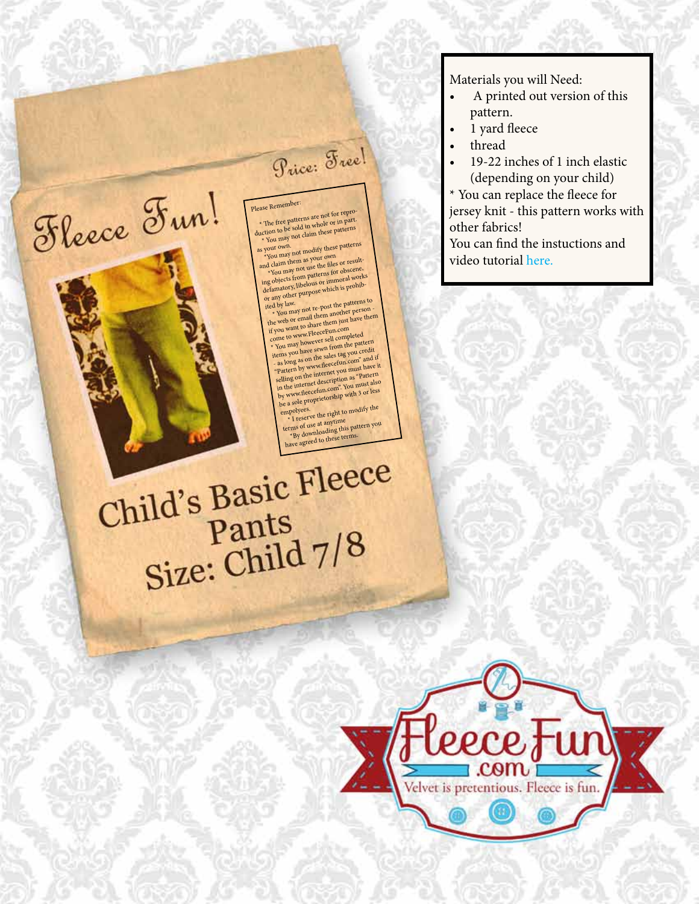# Fleece Fun!

Price: Free!

Please Remember:

* The free patterns are not for reproduction to be sold in whole or in part.
* You may not claim these patterns as your own.
*You may not modify these patterns and claim them as your own
*You may not use the files or resulting objects from patterns for obscene, defamatory, libelous or immoral works or any other purpose which is prohibited by law.
* You may not re-post the patterns to the web or email them another person - if you want to share them just have them come to www.FleeceFun.com
* You may however sell completed items you have sewn from the pattern - as long as on the sales tag you credit "Pattern by www.fleecefun.com" and if selling on the internet you must have it in the internet description as "Pattern by www.fleecefun.com". You must also be a sole proprietorship with 3 or less empolyees.
* I reserve the right to modify the terms of use at anytime
*By downloading this pattern you have agreed to these terms.

# Child's Basic Fleece Pants

## Size: Child 7/8

Materials you will Need:

- A printed out version of this pattern.
- 1 yard fleece
- thread
- 19-22 inches of 1 inch elastic (depending on your child)

* You can replace the fleece for jersey knit - this pattern works with other fabrics!

You can find the instuctions and video tutorial here.

FleeceFun.com

Velvet is pretentious. Fleece is fun.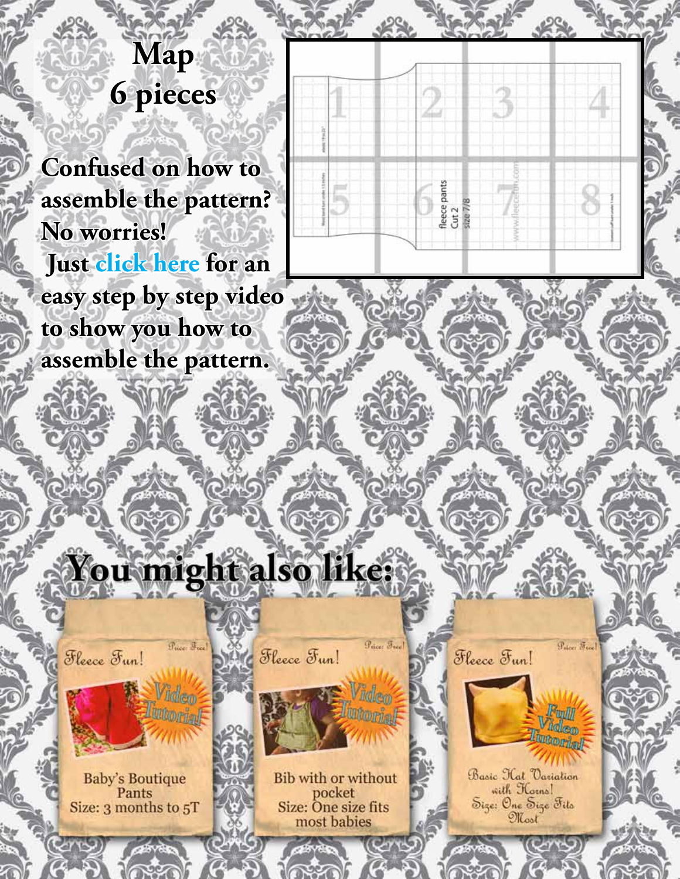# Map
# 6 pieces

**Confused on how to assemble the pattern? No worries! Just click here for an easy step by step video to show you how to assemble the pattern.**

fleece pants
Cut 2
size 7/8

## You might also like:

Fleece Fun! Price: Free! Video Tutorial!

Baby's Boutique Pants
Size: 3 months to 5T

Fleece Fun! Price: Free! Video Tutorial!

Bib with or without pocket
Size: One size fits most babies

Fleece Fun! Price: Free! Full Video Tutorial!

Basic Hat Variation with Horns!
Size: One Size Fits Most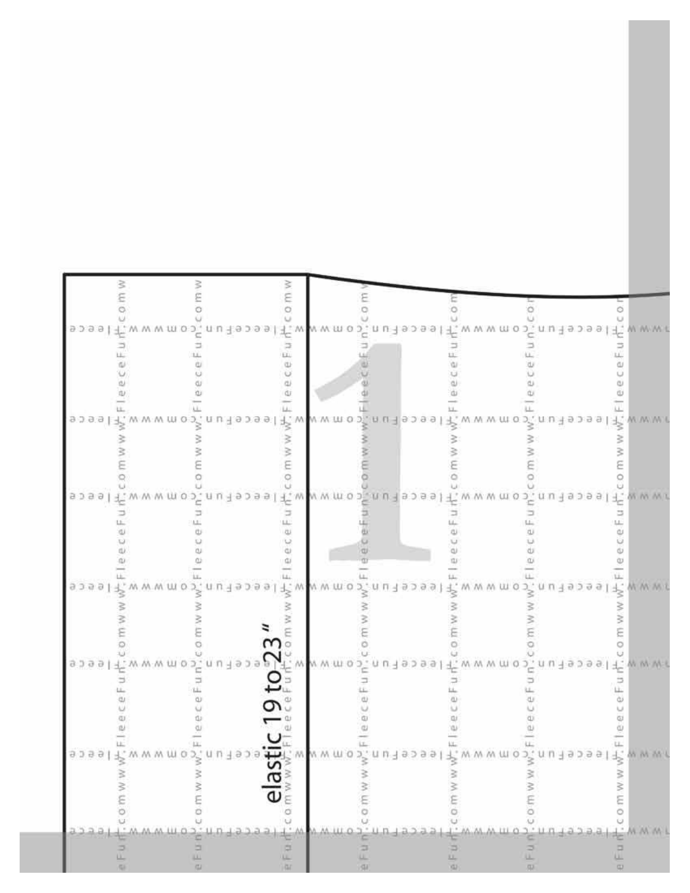1

elastic 19 to 23"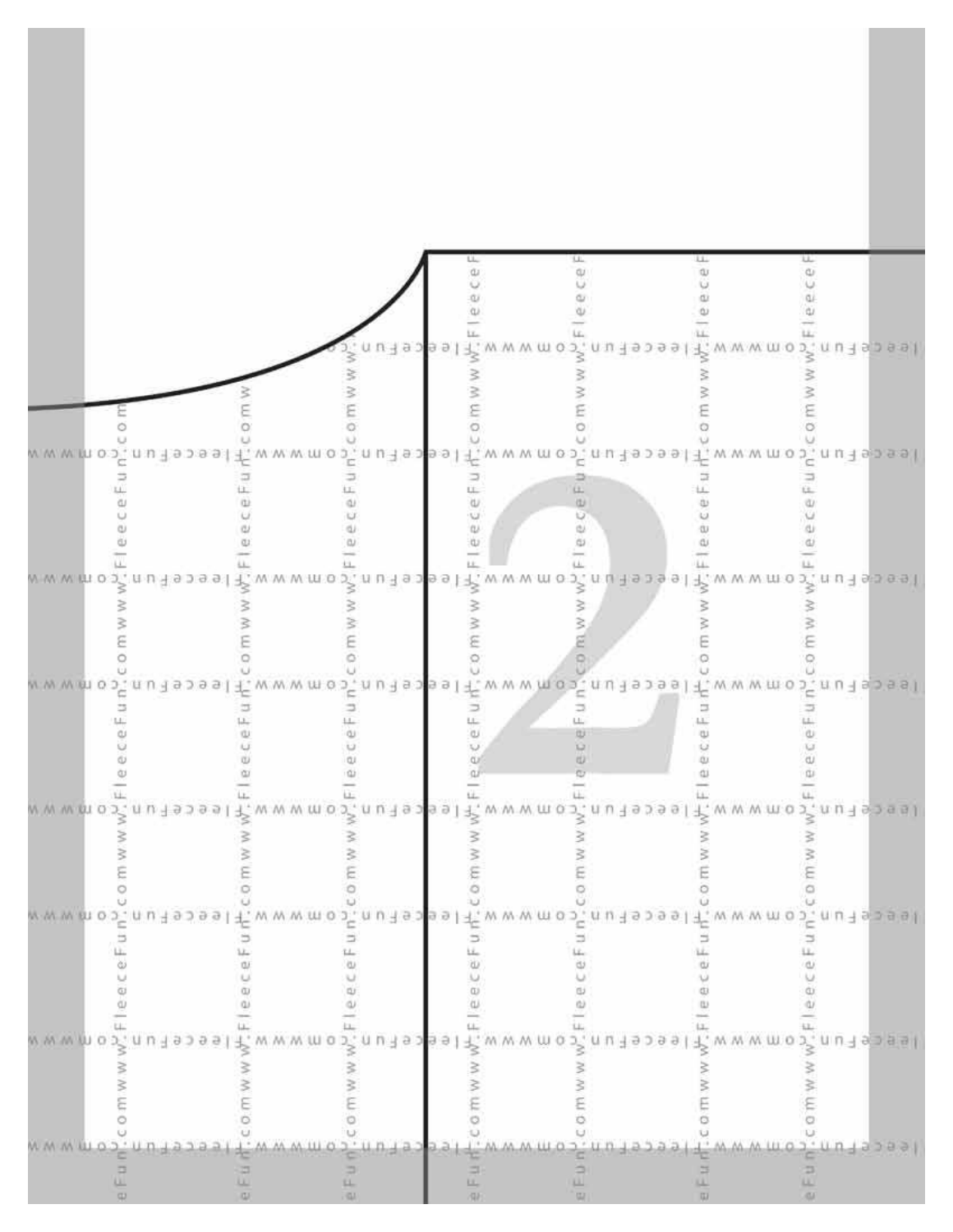2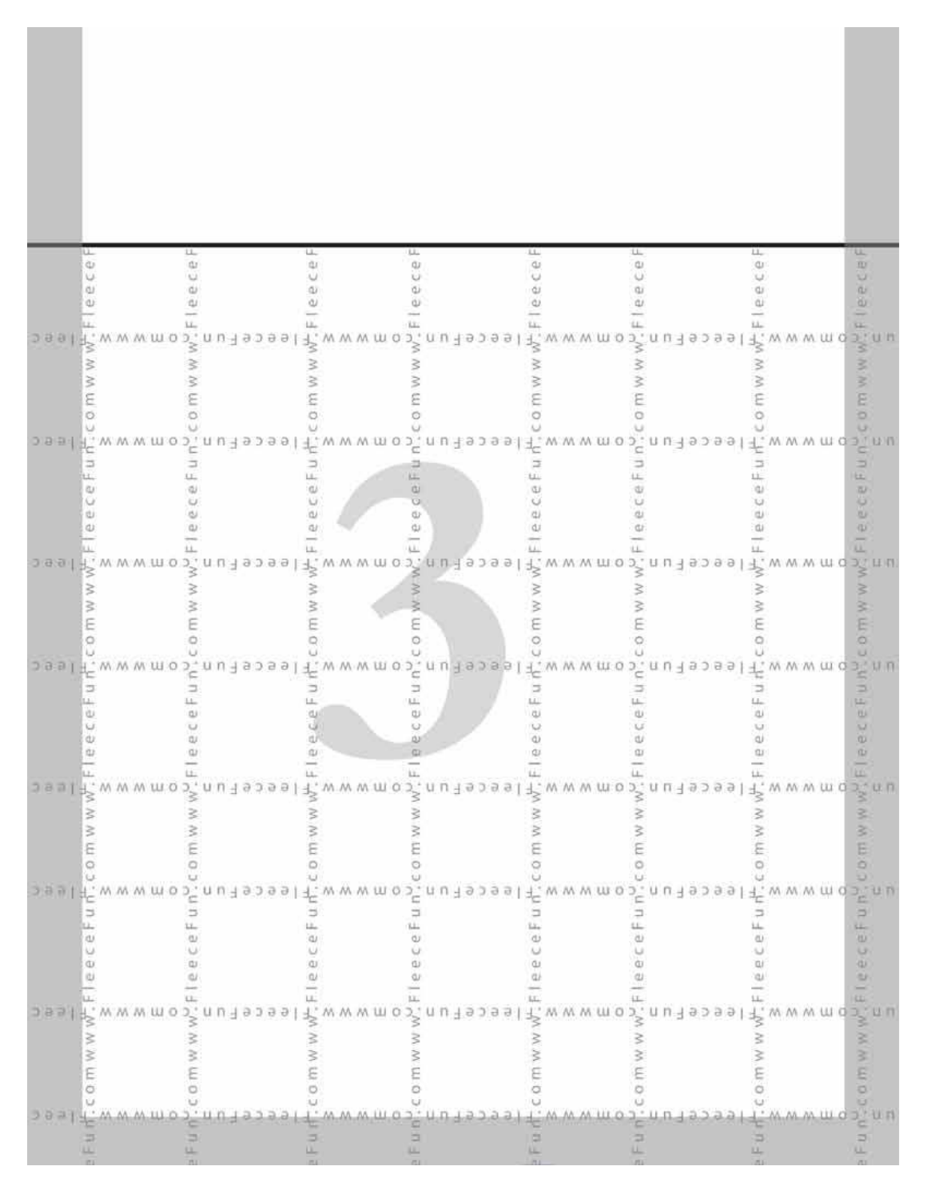3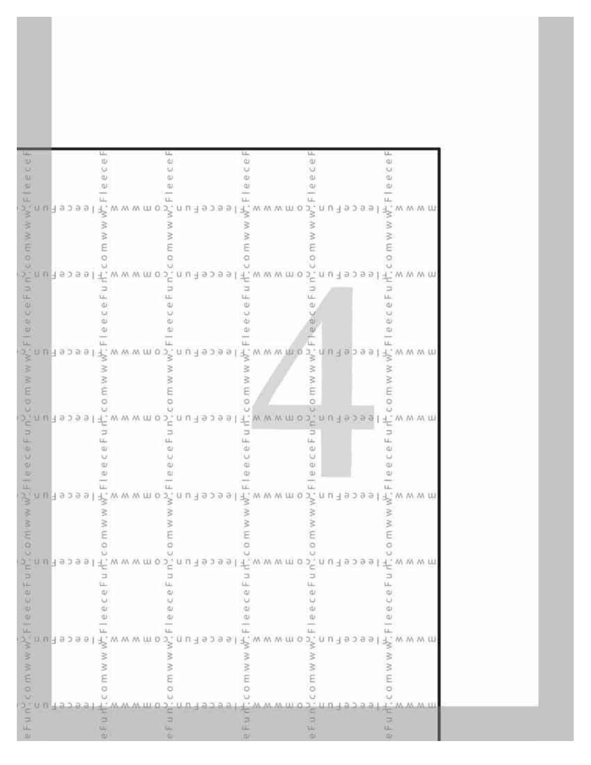4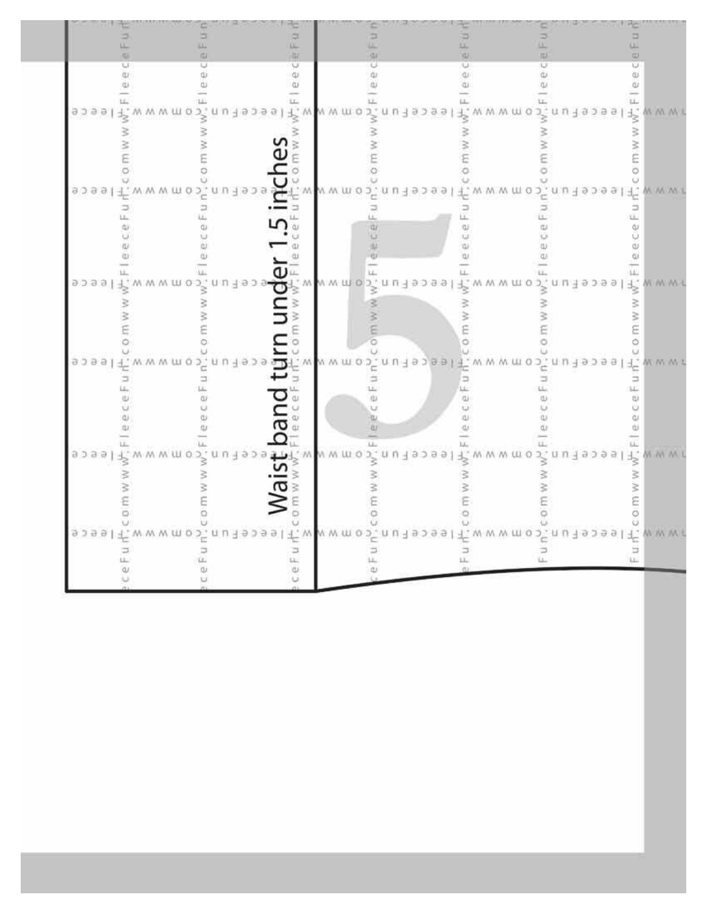Waist band turn under 1.5 inches

5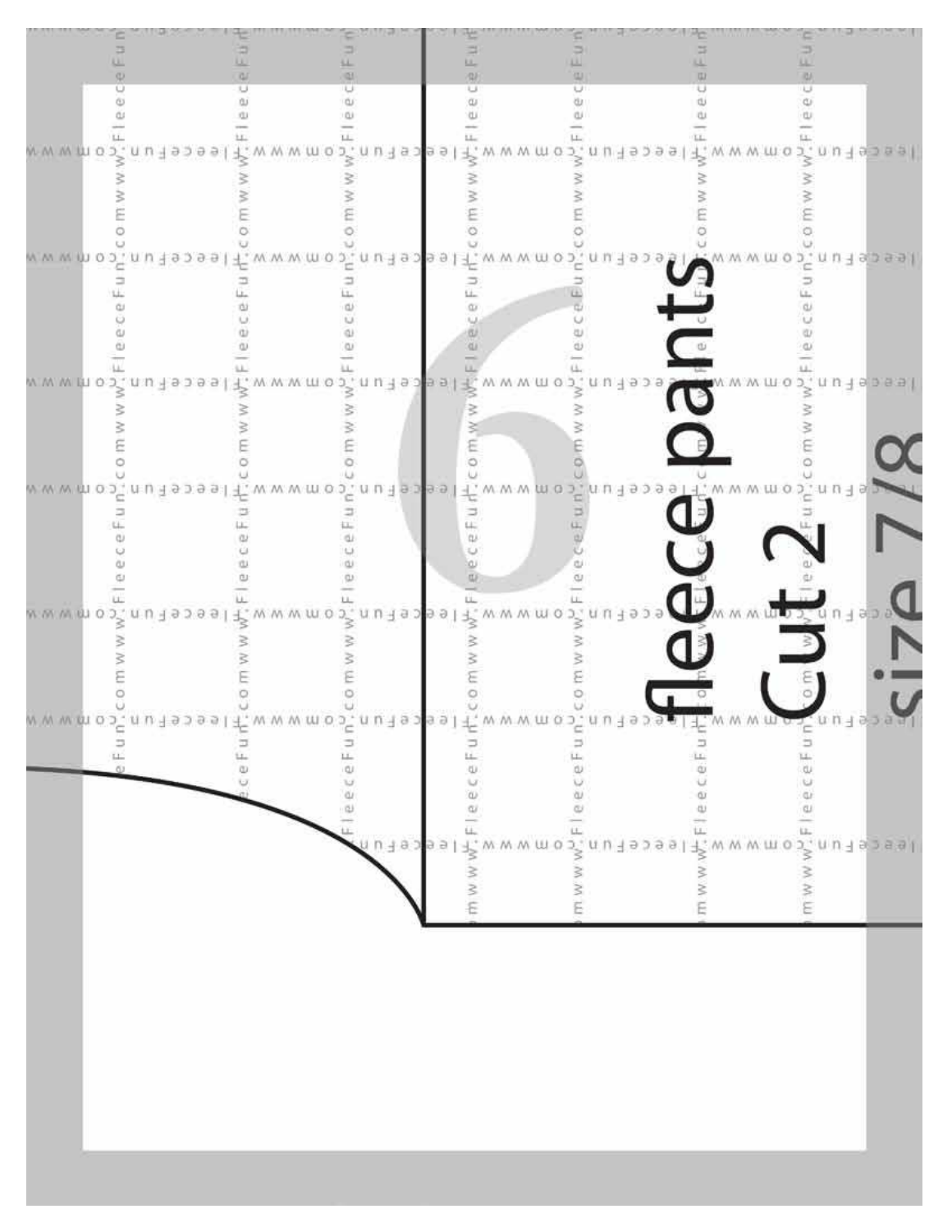6

fleece pants

Cut 2

size 7/8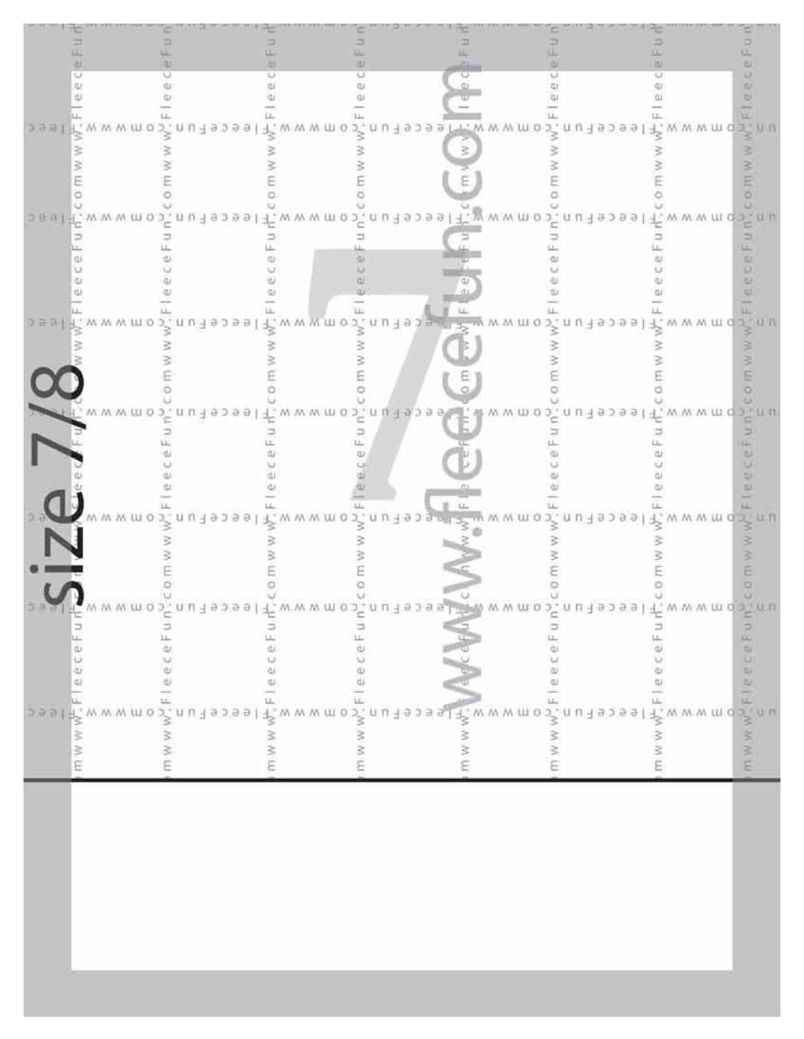size 7/8

7

www.fleecefun.com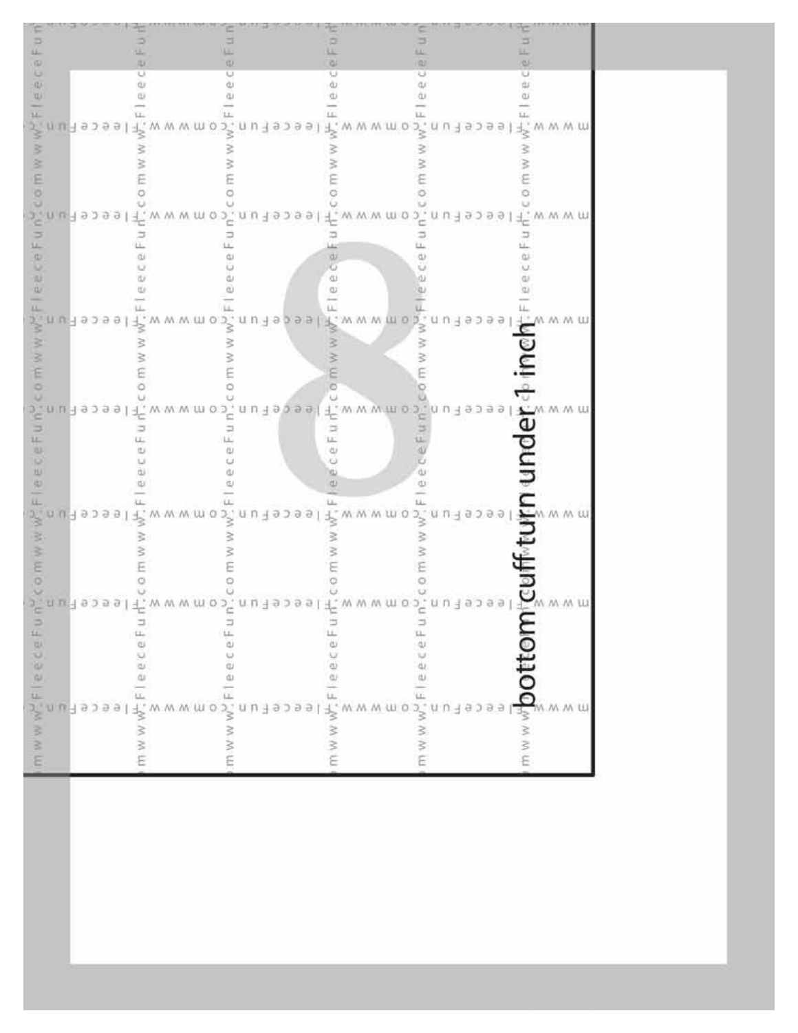8

bottom cuff turn under 1 inch